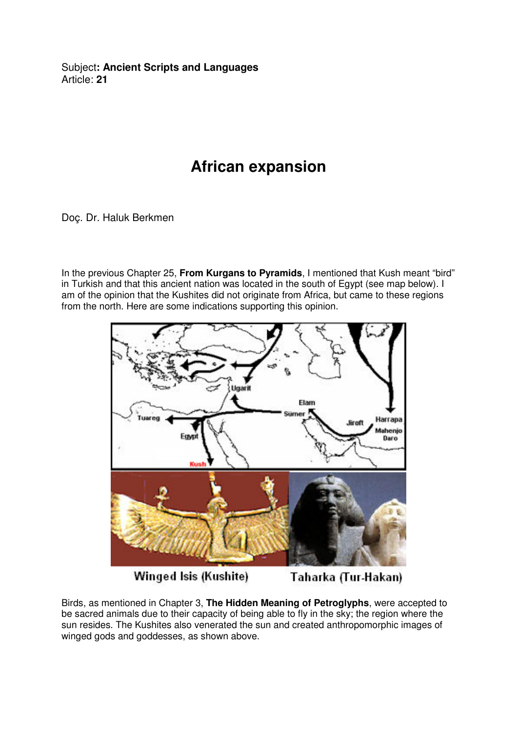Subject**: Ancient Scripts and Languages**
Article: **21**

# African expansion

Doç. Dr. Haluk Berkmen

In the previous Chapter 25, **From Kurgans to Pyramids**, I mentioned that Kush meant "bird" in Turkish and that this ancient nation was located in the south of Egypt (see map below). I am of the opinion that the Kushites did not originate from Africa, but came to these regions from the north. Here are some indications supporting this opinion.

Winged Isis (Kushite)    Taharka (Tur-Hakan)

Birds, as mentioned in Chapter 3, **The Hidden Meaning of Petroglyphs**, were accepted to be sacred animals due to their capacity of being able to fly in the sky; the region where the sun resides. The Kushites also venerated the sun and created anthropomorphic images of winged gods and goddesses, as shown above.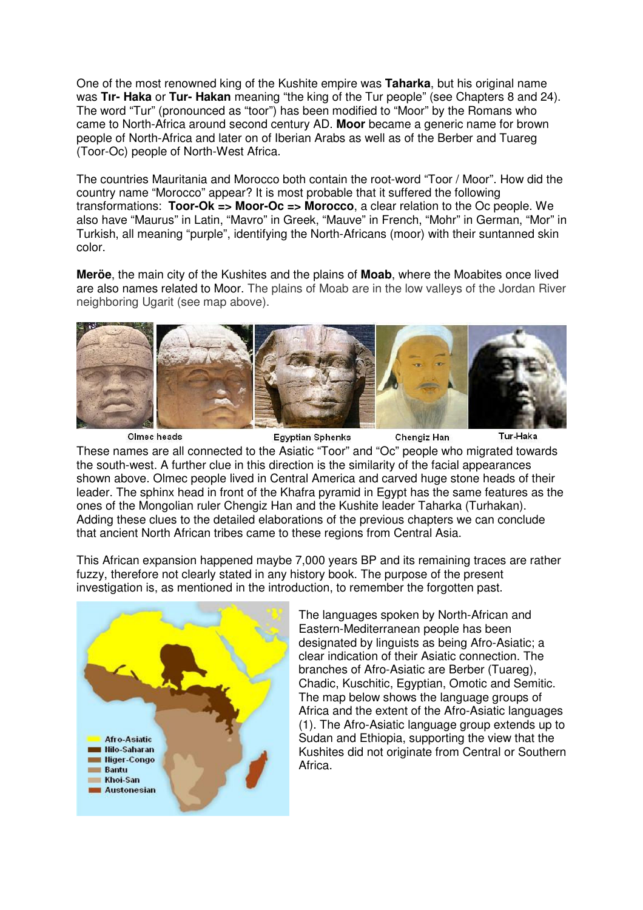One of the most renowned king of the Kushite empire was **Taharka**, but his original name was **Tır- Haka** or **Tur- Hakan** meaning "the king of the Tur people" (see Chapters 8 and 24). The word "Tur" (pronounced as "toor") has been modified to "Moor" by the Romans who came to North-Africa around second century AD. **Moor** became a generic name for brown people of North-Africa and later on of Iberian Arabs as well as of the Berber and Tuareg (Toor-Oc) people of North-West Africa.

The countries Mauritania and Morocco both contain the root-word "Toor / Moor". How did the country name "Morocco" appear? It is most probable that it suffered the following transformations: **Toor-Ok => Moor-Oc => Morocco**, a clear relation to the Oc people. We also have "Maurus" in Latin, "Mavro" in Greek, "Mauve" in French, "Mohr" in German, "Mor" in Turkish, all meaning "purple", identifying the North-Africans (moor) with their suntanned skin color.

**Meröe**, the main city of the Kushites and the plains of **Moab**, where the Moabites once lived are also names related to Moor. The plains of Moab are in the low valleys of the Jordan River neighboring Ugarit (see map above).

Olmec heads    Egyptian Sphenks    Chengiz Han    Tur-Haka

These names are all connected to the Asiatic "Toor" and "Oc" people who migrated towards the south-west. A further clue in this direction is the similarity of the facial appearances shown above. Olmec people lived in Central America and carved huge stone heads of their leader. The sphinx head in front of the Khafra pyramid in Egypt has the same features as the ones of the Mongolian ruler Chengiz Han and the Kushite leader Taharka (Turhakan). Adding these clues to the detailed elaborations of the previous chapters we can conclude that ancient North African tribes came to these regions from Central Asia.

This African expansion happened maybe 7,000 years BP and its remaining traces are rather fuzzy, therefore not clearly stated in any history book. The purpose of the present investigation is, as mentioned in the introduction, to remember the forgotten past.

Afro-Asiatic
Nilo-Saharan
Niger-Congo
Bantu
Khoi-San
Austonesian

The languages spoken by North-African and Eastern-Mediterranean people has been designated by linguists as being Afro-Asiatic; a clear indication of their Asiatic connection. The branches of Afro-Asiatic are Berber (Tuareg), Chadic, Kuschitic, Egyptian, Omotic and Semitic. The map below shows the language groups of Africa and the extent of the Afro-Asiatic languages (1). The Afro-Asiatic language group extends up to Sudan and Ethiopia, supporting the view that the Kushites did not originate from Central or Southern Africa.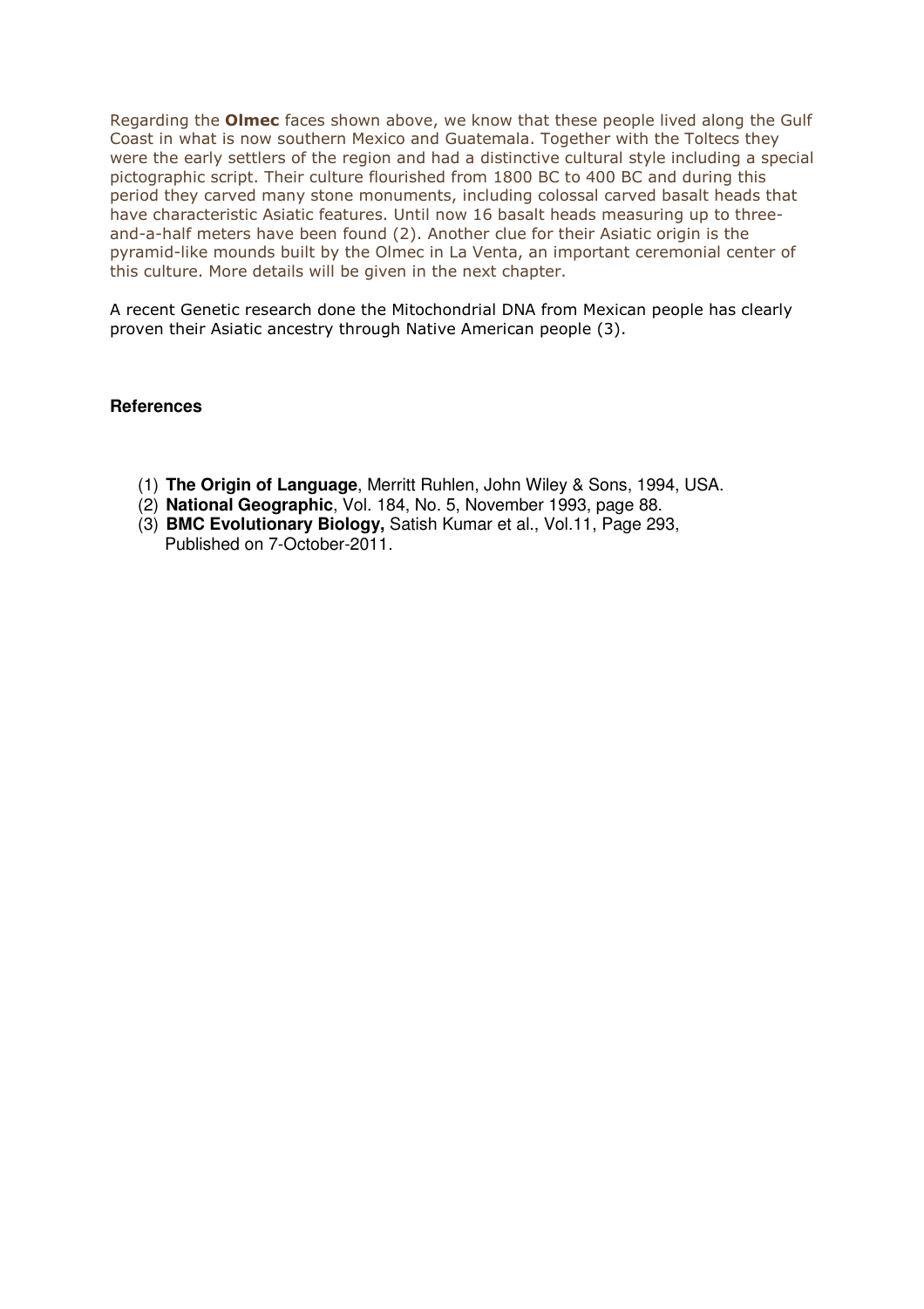Regarding the **Olmec** faces shown above, we know that these people lived along the Gulf Coast in what is now southern Mexico and Guatemala. Together with the Toltecs they were the early settlers of the region and had a distinctive cultural style including a special pictographic script. Their culture flourished from 1800 BC to 400 BC and during this period they carved many stone monuments, including colossal carved basalt heads that have characteristic Asiatic features. Until now 16 basalt heads measuring up to three-and-a-half meters have been found (2). Another clue for their Asiatic origin is the pyramid-like mounds built by the Olmec in La Venta, an important ceremonial center of this culture. More details will be given in the next chapter.

A recent Genetic research done the Mitochondrial DNA from Mexican people has clearly proven their Asiatic ancestry through Native American people (3).

**References**

(1) **The Origin of Language**, Merritt Ruhlen, John Wiley & Sons, 1994, USA.
(2) **National Geographic**, Vol. 184, No. 5, November 1993, page 88.
(3) **BMC Evolutionary Biology,** Satish Kumar et al., Vol.11, Page 293, Published on 7-October-2011.